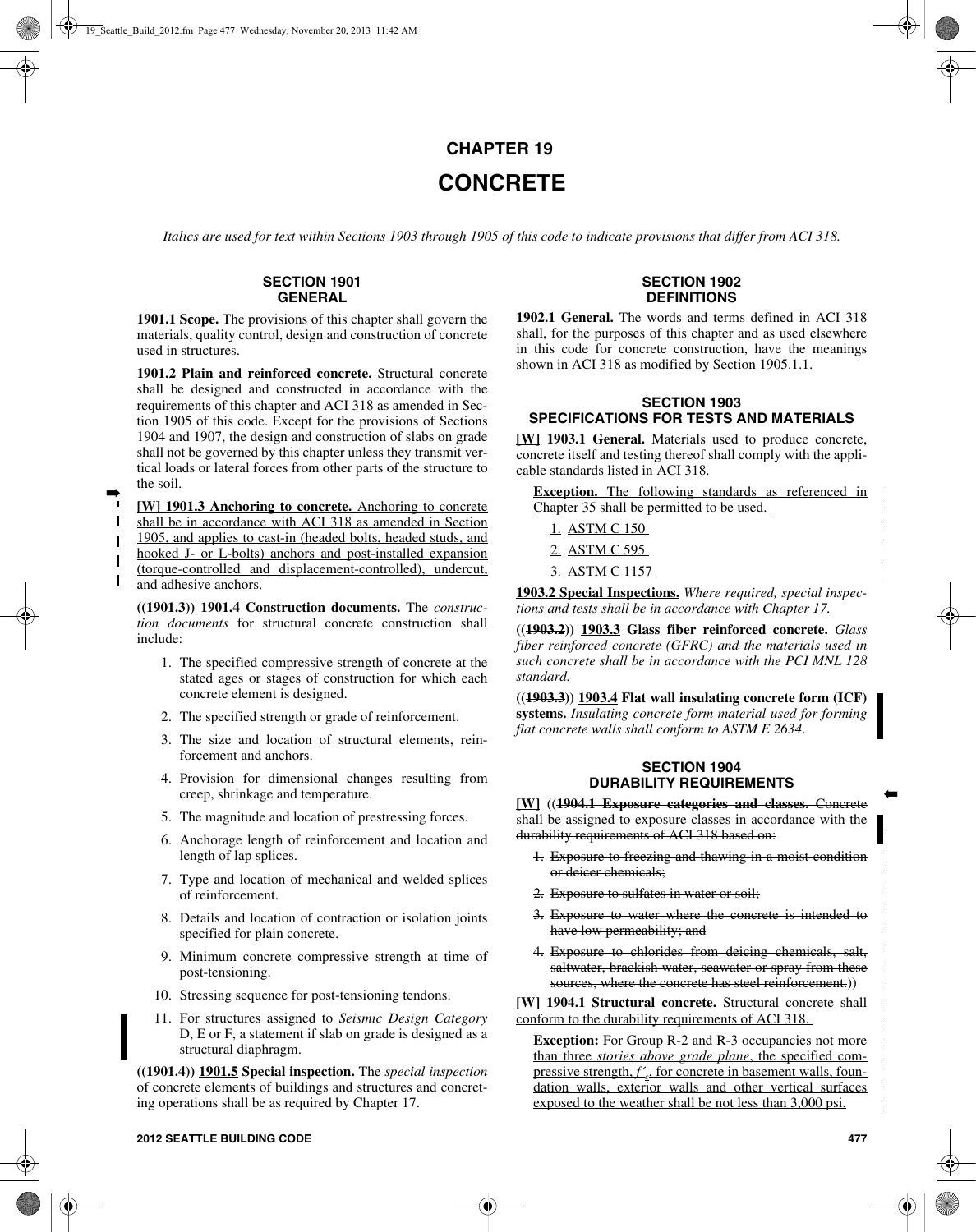# CHAPTER 19

# CONCRETE

*Italics are used for text within Sections 1903 through 1905 of this code to indicate provisions that differ from ACI 318.*

## SECTION 1901
## GENERAL

**1901.1 Scope.** The provisions of this chapter shall govern the materials, quality control, design and construction of concrete used in structures.

**1901.2 Plain and reinforced concrete.** Structural concrete shall be designed and constructed in accordance with the requirements of this chapter and ACI 318 as amended in Section 1905 of this code. Except for the provisions of Sections 1904 and 1907, the design and construction of slabs on grade shall not be governed by this chapter unless they transmit vertical loads or lateral forces from other parts of the structure to the soil.

**[W] 1901.3 Anchoring to concrete.** Anchoring to concrete shall be in accordance with ACI 318 as amended in Section 1905, and applies to cast-in (headed bolts, headed studs, and hooked J- or L-bolts) anchors and post-installed expansion (torque-controlled and displacement-controlled), undercut, and adhesive anchors.

**((~~1901.3~~)) 1901.4 Construction documents.** The *construction documents* for structural concrete construction shall include:

1. The specified compressive strength of concrete at the stated ages or stages of construction for which each concrete element is designed.
2. The specified strength or grade of reinforcement.
3. The size and location of structural elements, reinforcement and anchors.
4. Provision for dimensional changes resulting from creep, shrinkage and temperature.
5. The magnitude and location of prestressing forces.
6. Anchorage length of reinforcement and location and length of lap splices.
7. Type and location of mechanical and welded splices of reinforcement.
8. Details and location of contraction or isolation joints specified for plain concrete.
9. Minimum concrete compressive strength at time of post-tensioning.
10. Stressing sequence for post-tensioning tendons.
11. For structures assigned to *Seismic Design Category* D, E or F, a statement if slab on grade is designed as a structural diaphragm.

**((~~1901.4~~)) 1901.5 Special inspection.** The *special inspection* of concrete elements of buildings and structures and concreting operations shall be as required by Chapter 17.

## SECTION 1902
## DEFINITIONS

**1902.1 General.** The words and terms defined in ACI 318 shall, for the purposes of this chapter and as used elsewhere in this code for concrete construction, have the meanings shown in ACI 318 as modified by Section 1905.1.1.

## SECTION 1903
## SPECIFICATIONS FOR TESTS AND MATERIALS

**[W] 1903.1 General.** Materials used to produce concrete, concrete itself and testing thereof shall comply with the applicable standards listed in ACI 318.

**Exception.** The following standards as referenced in Chapter 35 shall be permitted to be used.

1. ASTM C 150
2. ASTM C 595
3. ASTM C 1157

**1903.2 Special Inspections.** *Where required, special inspections and tests shall be in accordance with Chapter 17.*

**((~~1903.2~~)) 1903.3 Glass fiber reinforced concrete.** *Glass fiber reinforced concrete (GFRC) and the materials used in such concrete shall be in accordance with the PCI MNL 128 standard.*

**((~~1903.3~~)) 1903.4 Flat wall insulating concrete form (ICF) systems.** *Insulating concrete form material used for forming flat concrete walls shall conform to ASTM E 2634.*

## SECTION 1904
## DURABILITY REQUIREMENTS

**[W]** ((~~**1904.1 Exposure categories and classes.** Concrete shall be assigned to exposure classes in accordance with the durability requirements of ACI 318 based on:~~

1. ~~Exposure to freezing and thawing in a moist condition or deicer chemicals;~~
2. ~~Exposure to sulfates in water or soil;~~
3. ~~Exposure to water where the concrete is intended to have low permeability; and~~
4. ~~Exposure to chlorides from deicing chemicals, salt, saltwater, brackish water, seawater or spray from these sources, where the concrete has steel reinforcement.~~))

**[W] 1904.1 Structural concrete.** Structural concrete shall conform to the durability requirements of ACI 318.

**Exception:** For Group R-2 and R-3 occupancies not more than three *stories above grade plane*, the specified compressive strength, $f'_c$, for concrete in basement walls, foundation walls, exterior walls and other vertical surfaces exposed to the weather shall be not less than 3,000 psi.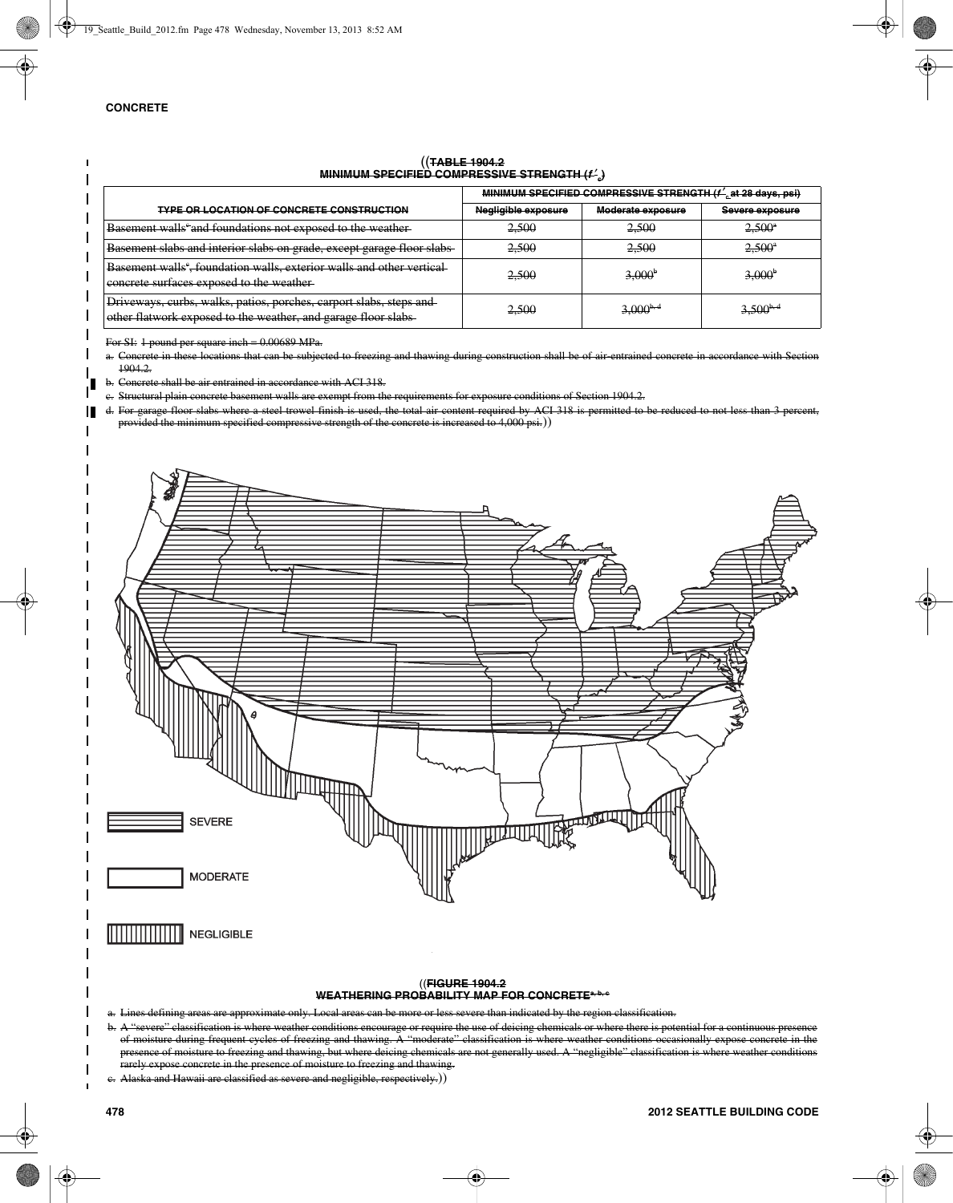## CONCRETE

((~~TABLE 1904.2~~
~~MINIMUM SPECIFIED COMPRESSIVE STRENGTH ($f'_c$)~~

| ~~TYPE OR LOCATION OF CONCRETE CONSTRUCTION~~ | ~~MINIMUM SPECIFIED COMPRESSIVE STRENGTH ($f'_c$ at 28 days, psi)~~ | | |
|---|---|---|---|
| | ~~Negligible exposure~~ | ~~Moderate exposure~~ | ~~Severe exposure~~ |
| ~~Basement walls[c] and foundations not exposed to the weather~~ | ~~2,500~~ | ~~2,500~~ | ~~2,500[a]~~ |
| ~~Basement slabs and interior slabs on grade, except garage floor slabs~~ | ~~2,500~~ | ~~2,500~~ | ~~2,500[a]~~ |
| ~~Basement walls[c], foundation walls, exterior walls and other vertical concrete surfaces exposed to the weather~~ | ~~2,500~~ | ~~3,000[b]~~ | ~~3,000[b]~~ |
| ~~Driveways, curbs, walks, patios, porches, carport slabs, steps and other flatwork exposed to the weather, and garage floor slabs~~ | ~~2,500~~ | ~~3,000[b, d]~~ | ~~3,500[b, d]~~ |

~~For SI: 1 pound per square inch = 0.00689 MPa.~~

~~a. Concrete in these locations that can be subjected to freezing and thawing during construction shall be of air-entrained concrete in accordance with Section 1904.2.~~

~~b. Concrete shall be air entrained in accordance with ACI 318.~~

~~c. Structural plain concrete basement walls are exempt from the requirements for exposure conditions of Section 1904.2.~~

~~d. For garage floor slabs where a steel trowel finish is used, the total air content required by ACI 318 is permitted to be reduced to not less than 3 percent, provided the minimum specified compressive strength of the concrete is increased to 4,000 psi.~~))

SEVERE

MODERATE

NEGLIGIBLE

((~~FIGURE 1904.2~~
~~WEATHERING PROBABILITY MAP FOR CONCRETE[a, b, c]~~

~~a. Lines defining areas are approximate only. Local areas can be more or less severe than indicated by the region classification.~~

~~b. A "severe" classification is where weather conditions encourage or require the use of deicing chemicals or where there is potential for a continuous presence of moisture during frequent cycles of freezing and thawing. A "moderate" classification is where weather conditions occasionally expose concrete in the presence of moisture to freezing and thawing, but where deicing chemicals are not generally used. A "negligible" classification is where weather conditions rarely expose concrete in the presence of moisture to freezing and thawing.~~

~~c. Alaska and Hawaii are classified as severe and negligible, respectively.~~))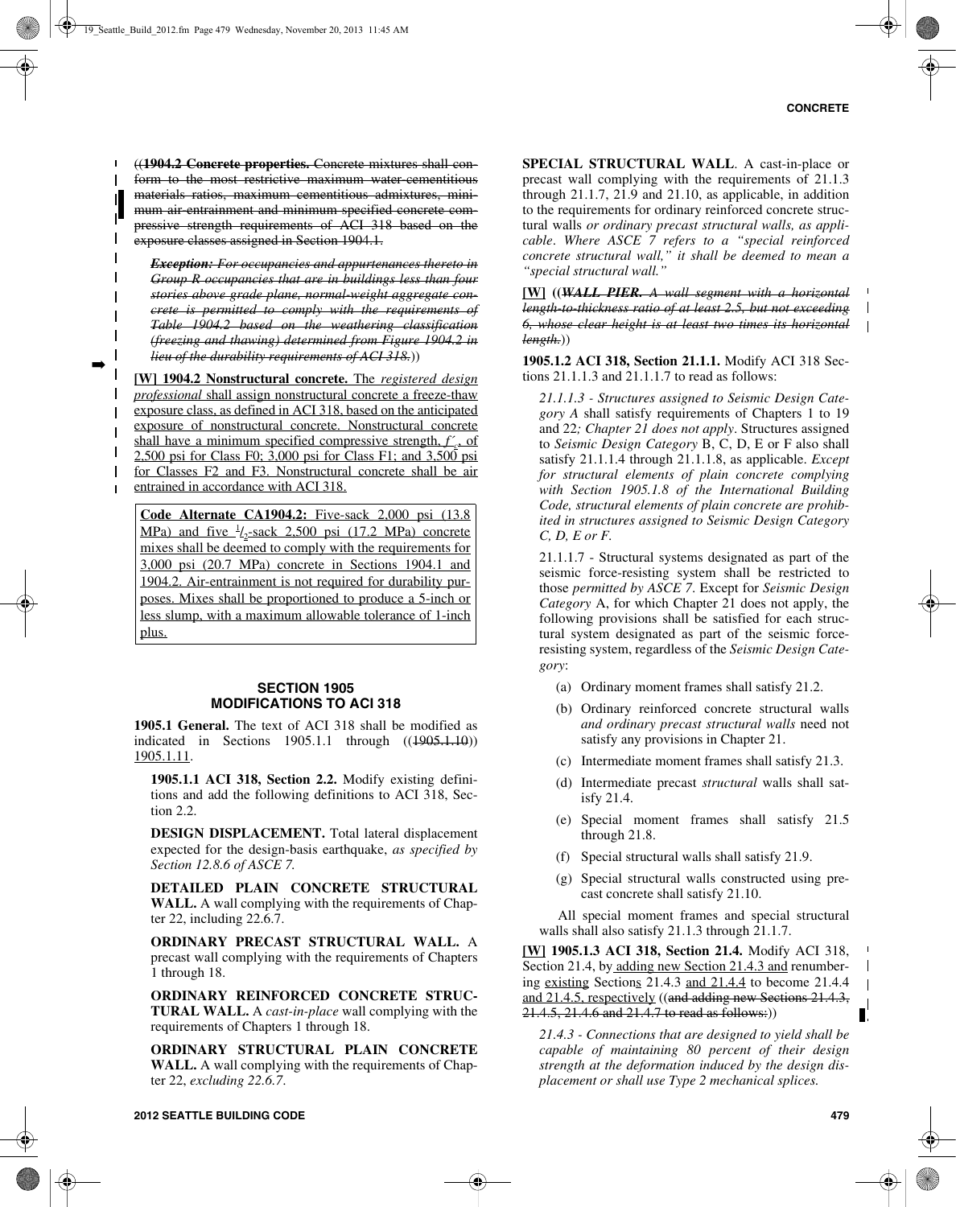((~~**1904.2 Concrete properties.** Concrete mixtures shall conform to the most restrictive maximum water-cementitious materials ratios, maximum cementitious admixtures, minimum air-entrainment and minimum specified concrete compressive strength requirements of ACI 318 based on the exposure classes assigned in Section 1904.1.~~

> ~~***Exception:** For occupancies and appurtenances thereto in Group R occupancies that are in buildings less than four stories above grade plane, normal-weight aggregate concrete is permitted to comply with the requirements of Table 1904.2 based on the weathering classification (freezing and thawing) determined from Figure 1904.2 in lieu of the durability requirements of ACI 318.*~~))

**[W] 1904.2 Nonstructural concrete.** The *registered design professional* shall assign nonstructural concrete a freeze-thaw exposure class, as defined in ACI 318, based on the anticipated exposure of nonstructural concrete. Nonstructural concrete shall have a minimum specified compressive strength, $f'_c$, of 2,500 psi for Class F0; 3,000 psi for Class F1; and 3,500 psi for Classes F2 and F3. Nonstructural concrete shall be air entrained in accordance with ACI 318.

> **Code Alternate CA1904.2:** Five-sack 2,000 psi (13.8 MPa) and five $^1/_2$-sack 2,500 psi (17.2 MPa) concrete mixes shall be deemed to comply with the requirements for 3,000 psi (20.7 MPa) concrete in Sections 1904.1 and 1904.2. Air-entrainment is not required for durability purposes. Mixes shall be proportioned to produce a 5-inch or less slump, with a maximum allowable tolerance of 1-inch plus.

## SECTION 1905 MODIFICATIONS TO ACI 318

**1905.1 General.** The text of ACI 318 shall be modified as indicated in Sections 1905.1.1 through ((~~1905.1.10~~)) 1905.1.11.

**1905.1.1 ACI 318, Section 2.2.** Modify existing definitions and add the following definitions to ACI 318, Section 2.2.

**DESIGN DISPLACEMENT.** Total lateral displacement expected for the design-basis earthquake, *as specified by Section 12.8.6 of ASCE 7.*

**DETAILED PLAIN CONCRETE STRUCTURAL WALL.** A wall complying with the requirements of Chapter 22, including 22.6.7.

**ORDINARY PRECAST STRUCTURAL WALL.** A precast wall complying with the requirements of Chapters 1 through 18.

**ORDINARY REINFORCED CONCRETE STRUCTURAL WALL.** A *cast-in-place* wall complying with the requirements of Chapters 1 through 18.

**ORDINARY STRUCTURAL PLAIN CONCRETE WALL.** A wall complying with the requirements of Chapter 22, *excluding 22.6.7.*

**SPECIAL STRUCTURAL WALL**. A cast-in-place or precast wall complying with the requirements of 21.1.3 through 21.1.7, 21.9 and 21.10, as applicable, in addition to the requirements for ordinary reinforced concrete structural walls *or ordinary precast structural walls, as applicable. Where ASCE 7 refers to a "special reinforced concrete structural wall," it shall be deemed to mean a "special structural wall."*

**[W]** ((~~***WALL PIER.*** *A wall segment with a horizontal length-to-thickness ratio of at least 2.5, but not exceeding 6, whose clear height is at least two times its horizontal length.*~~))

**1905.1.2 ACI 318, Section 21.1.1.** Modify ACI 318 Sections 21.1.1.3 and 21.1.1.7 to read as follows:

> *21.1.1.3 - Structures assigned to Seismic Design Category A* shall satisfy requirements of Chapters 1 to 19 and 22*; Chapter 21 does not apply*. Structures assigned to *Seismic Design Category* B, C, D, E or F also shall satisfy 21.1.1.4 through 21.1.1.8, as applicable. *Except for structural elements of plain concrete complying with Section 1905.1.8 of the International Building Code, structural elements of plain concrete are prohibited in structures assigned to Seismic Design Category C, D, E or F.*
>
> 21.1.1.7 - Structural systems designated as part of the seismic force-resisting system shall be restricted to those *permitted by ASCE 7*. Except for *Seismic Design Category* A, for which Chapter 21 does not apply, the following provisions shall be satisfied for each structural system designated as part of the seismic force-resisting system, regardless of the *Seismic Design Category*:
>
> (a) Ordinary moment frames shall satisfy 21.2.
>
> (b) Ordinary reinforced concrete structural walls *and ordinary precast structural walls* need not satisfy any provisions in Chapter 21.
>
> (c) Intermediate moment frames shall satisfy 21.3.
>
> (d) Intermediate precast *structural* walls shall satisfy 21.4.
>
> (e) Special moment frames shall satisfy 21.5 through 21.8.
>
> (f) Special structural walls shall satisfy 21.9.
>
> (g) Special structural walls constructed using precast concrete shall satisfy 21.10.
>
> All special moment frames and special structural walls shall also satisfy 21.1.3 through 21.1.7.

**[W] 1905.1.3 ACI 318, Section 21.4.** Modify ACI 318, Section 21.4, by adding new Section 21.4.3 and renumbering existing Sections 21.4.3 and 21.4.4 to become 21.4.4 and 21.4.5, respectively ((~~and adding new Sections 21.4.3, 21.4.5, 21.4.6 and 21.4.7 to read as follows:~~))

> *21.4.3 - Connections that are designed to yield shall be capable of maintaining 80 percent of their design strength at the deformation induced by the design displacement or shall use Type 2 mechanical splices.*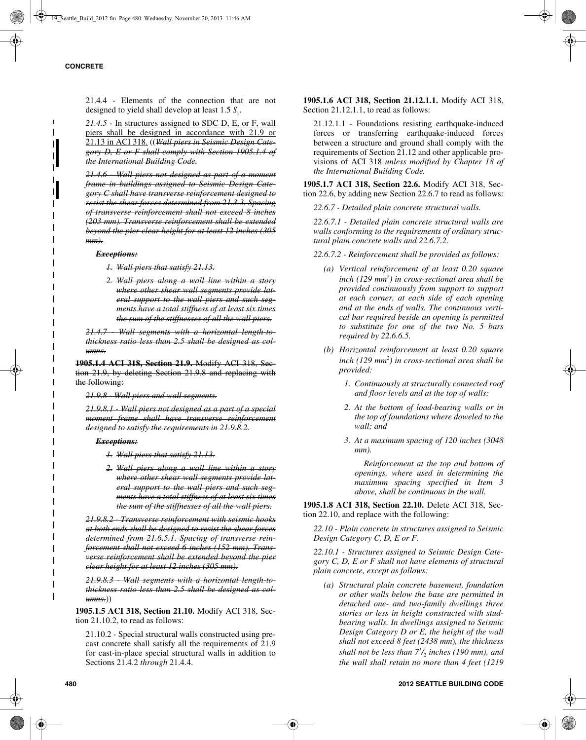21.4.4 - Elements of the connection that are not designed to yield shall develop at least 1.5 $S_y$.

*21.4.5* - In structures assigned to SDC D, E, or F, wall piers shall be designed in accordance with 21.9 or 21.13 in ACI 318. ((~~*Wall piers in Seismic Design Category D, E or F shall comply with Section 1905.1.4 of the International Building Code.*~~

~~*21.4.6 - Wall piers not designed as part of a moment frame in buildings assigned to Seismic Design Category C shall have transverse reinforcement designed to resist the shear forces determined from 21.3.3. Spacing of transverse reinforcement shall not exceed 8 inches (203 mm). Transverse reinforcement shall be extended beyond the pier clear height for at least 12 inches (305 mm).*~~

~~***Exceptions:***~~

1. ~~*Wall piers that satisfy 21.13.*~~
2. ~~*Wall piers along a wall line within a story where other shear wall segments provide lateral support to the wall piers and such segments have a total stiffness of at least six times the sum of the stiffnesses of all the wall piers.*~~

~~*21.4.7 - Wall segments with a horizontal length-to-thickness ratio less than 2.5 shall be designed as columns.*~~

~~**1905.1.4 ACI 318, Section 21.9.** Modify ACI 318, Section 21.9, by deleting Section 21.9.8 and replacing with the following:~~

~~*21.9.8 - Wall piers and wall segments.*~~

~~*21.9.8.1 - Wall piers not designed as a part of a special moment frame shall have transverse reinforcement designed to satisfy the requirements in 21.9.8.2.*~~

~~***Exceptions:***~~

1. ~~*Wall piers that satisfy 21.13.*~~
2. ~~*Wall piers along a wall line within a story where other shear wall segments provide lateral support to the wall piers and such segments have a total stiffness of at least six times the sum of the stiffnesses of all the wall piers.*~~

~~*21.9.8.2 - Transverse reinforcement with seismic hooks at both ends shall be designed to resist the shear forces determined from 21.6.5.1. Spacing of transverse reinforcement shall not exceed 6 inches (152 mm). Transverse reinforcement shall be extended beyond the pier clear height for at least 12 inches (305 mm).*~~

~~*21.9.8.3 - Wall segments with a horizontal length-to-thickness ratio less than 2.5 shall be designed as columns.*~~))

**1905.1.5 ACI 318, Section 21.10.** Modify ACI 318, Section 21.10.2, to read as follows:

21.10.2 - Special structural walls constructed using precast concrete shall satisfy all the requirements of 21.9 for cast-in-place special structural walls in addition to Sections 21.4.2 *through* 21.4.4.

**1905.1.6 ACI 318, Section 21.12.1.1.** Modify ACI 318, Section 21.12.1.1, to read as follows:

21.12.1.1 - Foundations resisting earthquake-induced forces or transferring earthquake-induced forces between a structure and ground shall comply with the requirements of Section 21.12 and other applicable provisions of ACI 318 *unless modified by Chapter 18 of the International Building Code.*

**1905.1.7 ACI 318, Section 22.6.** Modify ACI 318, Section 22.6, by adding new Section 22.6.7 to read as follows:

*22.6.7 - Detailed plain concrete structural walls.*

*22.6.7.1 - Detailed plain concrete structural walls are walls conforming to the requirements of ordinary structural plain concrete walls and 22.6.7.2.*

*22.6.7.2 - Reinforcement shall be provided as follows:*

*(a) Vertical reinforcement of at least 0.20 square inch (129 mm$^2$) in cross-sectional area shall be provided continuously from support to support at each corner, at each side of each opening and at the ends of walls. The continuous vertical bar required beside an opening is permitted to substitute for one of the two No. 5 bars required by 22.6.6.5.*

*(b) Horizontal reinforcement at least 0.20 square inch (129 mm$^2$) in cross-sectional area shall be provided:*

1. *Continuously at structurally connected roof and floor levels and at the top of walls;*
2. *At the bottom of load-bearing walls or in the top of foundations where doweled to the wall; and*
3. *At a maximum spacing of 120 inches (3048 mm).*

*Reinforcement at the top and bottom of openings, where used in determining the maximum spacing specified in Item 3 above, shall be continuous in the wall.*

**1905.1.8 ACI 318, Section 22.10.** Delete ACI 318, Section 22.10, and replace with the following:

*22.10 - Plain concrete in structures assigned to Seismic Design Category C, D, E or F.*

*22.10.1 - Structures assigned to Seismic Design Category C, D, E or F shall not have elements of structural plain concrete, except as follows:*

*(a) Structural plain concrete basement, foundation or other walls below the base are permitted in detached one- and two-family dwellings three stories or less in height constructed with stud-bearing walls. In dwellings assigned to Seismic Design Category D or E, the height of the wall shall not exceed 8 feet (2438 mm), the thickness shall not be less than 7$^1/_2$ inches (190 mm), and the wall shall retain no more than 4 feet (1219*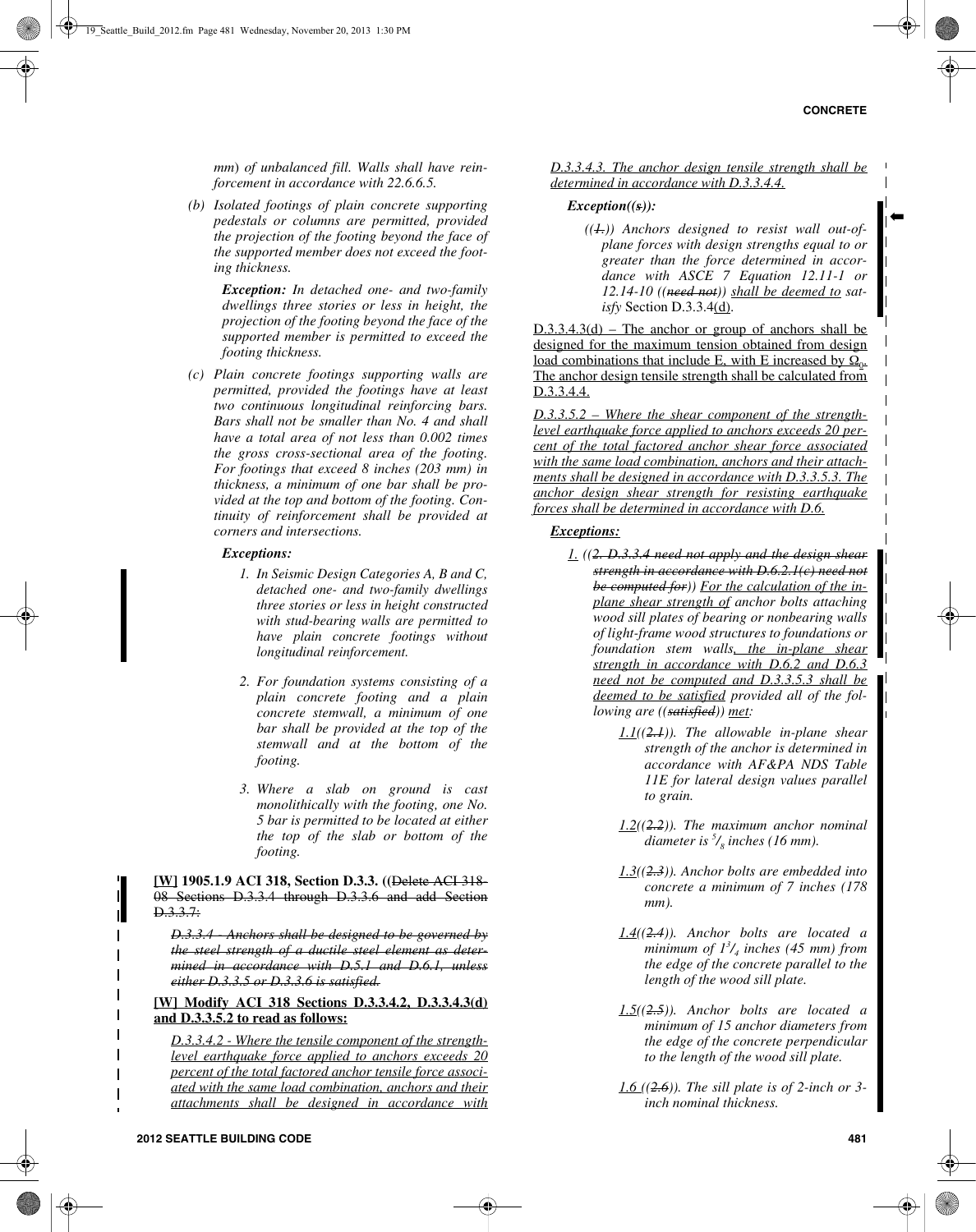*mm) of unbalanced fill. Walls shall have reinforcement in accordance with 22.6.6.5.*

*(b) Isolated footings of plain concrete supporting pedestals or columns are permitted, provided the projection of the footing beyond the face of the supported member does not exceed the footing thickness.*

***Exception:** In detached one- and two-family dwellings three stories or less in height, the projection of the footing beyond the face of the supported member is permitted to exceed the footing thickness.*

*(c) Plain concrete footings supporting walls are permitted, provided the footings have at least two continuous longitudinal reinforcing bars. Bars shall not be smaller than No. 4 and shall have a total area of not less than 0.002 times the gross cross-sectional area of the footing. For footings that exceed 8 inches (203 mm) in thickness, a minimum of one bar shall be provided at the top and bottom of the footing. Continuity of reinforcement shall be provided at corners and intersections.*

***Exceptions:***

*1. In Seismic Design Categories A, B and C, detached one- and two-family dwellings three stories or less in height constructed with stud-bearing walls are permitted to have plain concrete footings without longitudinal reinforcement.*

*2. For foundation systems consisting of a plain concrete footing and a plain concrete stemwall, a minimum of one bar shall be provided at the top of the stemwall and at the bottom of the footing.*

*3. Where a slab on ground is cast monolithically with the footing, one No. 5 bar is permitted to be located at either the top of the slab or bottom of the footing.*

**[W] 1905.1.9 ACI 318, Section D.3.3.** ((~~Delete ACI 318-08 Sections D.3.3.4 through D.3.3.6 and add Section D.3.3.7:~~

~~*D.3.3.4 - Anchors shall be designed to be governed by the steel strength of a ductile steel element as determined in accordance with D.5.1 and D.6.1, unless either D.3.3.5 or D.3.3.6 is satisfied.*~~

**[W] Modify ACI 318 Sections D.3.3.4.2, D.3.3.4.3(d) and D.3.3.5.2 to read as follows:**

*D.3.3.4.2 - Where the tensile component of the strength-level earthquake force applied to anchors exceeds 20 percent of the total factored anchor tensile force associated with the same load combination, anchors and their attachments shall be designed in accordance with D.3.3.4.3. The anchor design tensile strength shall be determined in accordance with D.3.3.4.4.*

***Exception((~~s~~)):***

*((~~1.~~)) Anchors designed to resist wall out-of-plane forces with design strengths equal to or greater than the force determined in accordance with ASCE 7 Equation 12.11-1 or 12.14-10 ((~~need not~~)) shall be deemed to satisfy* Section D.3.3.4(d).

D.3.3.4.3(d) – The anchor or group of anchors shall be designed for the maximum tension obtained from design load combinations that include E, with E increased by $\Omega_0$. The anchor design tensile strength shall be calculated from D.3.3.4.4.

*D.3.3.5.2 – Where the shear component of the strength-level earthquake force applied to anchors exceeds 20 percent of the total factored anchor shear force associated with the same load combination, anchors and their attachments shall be designed in accordance with D.3.3.5.3. The anchor design shear strength for resisting earthquake forces shall be determined in accordance with D.6.*

***Exceptions:***

*1. ((~~2. D.3.3.4 need not apply and the design shear strength in accordance with D.6.2.1(c) need not be computed for~~)) For the calculation of the in-plane shear strength of anchor bolts attaching wood sill plates of bearing or nonbearing walls of light-frame wood structures to foundations or foundation stem walls, the in-plane shear strength in accordance with D.6.2 and D.6.3 need not be computed and D.3.3.5.3 shall be deemed to be satisfied provided all of the following are ((~~satisfied~~)) met:*

*1.1((~~2.1~~)). The allowable in-plane shear strength of the anchor is determined in accordance with AF&PA NDS Table 11E for lateral design values parallel to grain.*

*1.2((~~2.2~~)). The maximum anchor nominal diameter is 5/8 inches (16 mm).*

*1.3((~~2.3~~)). Anchor bolts are embedded into concrete a minimum of 7 inches (178 mm).*

*1.4((~~2.4~~)). Anchor bolts are located a minimum of 1 3/4 inches (45 mm) from the edge of the concrete parallel to the length of the wood sill plate.*

*1.5((~~2.5~~)). Anchor bolts are located a minimum of 15 anchor diameters from the edge of the concrete perpendicular to the length of the wood sill plate.*

*1.6 ((~~2.6~~)). The sill plate is of 2-inch or 3-inch nominal thickness.*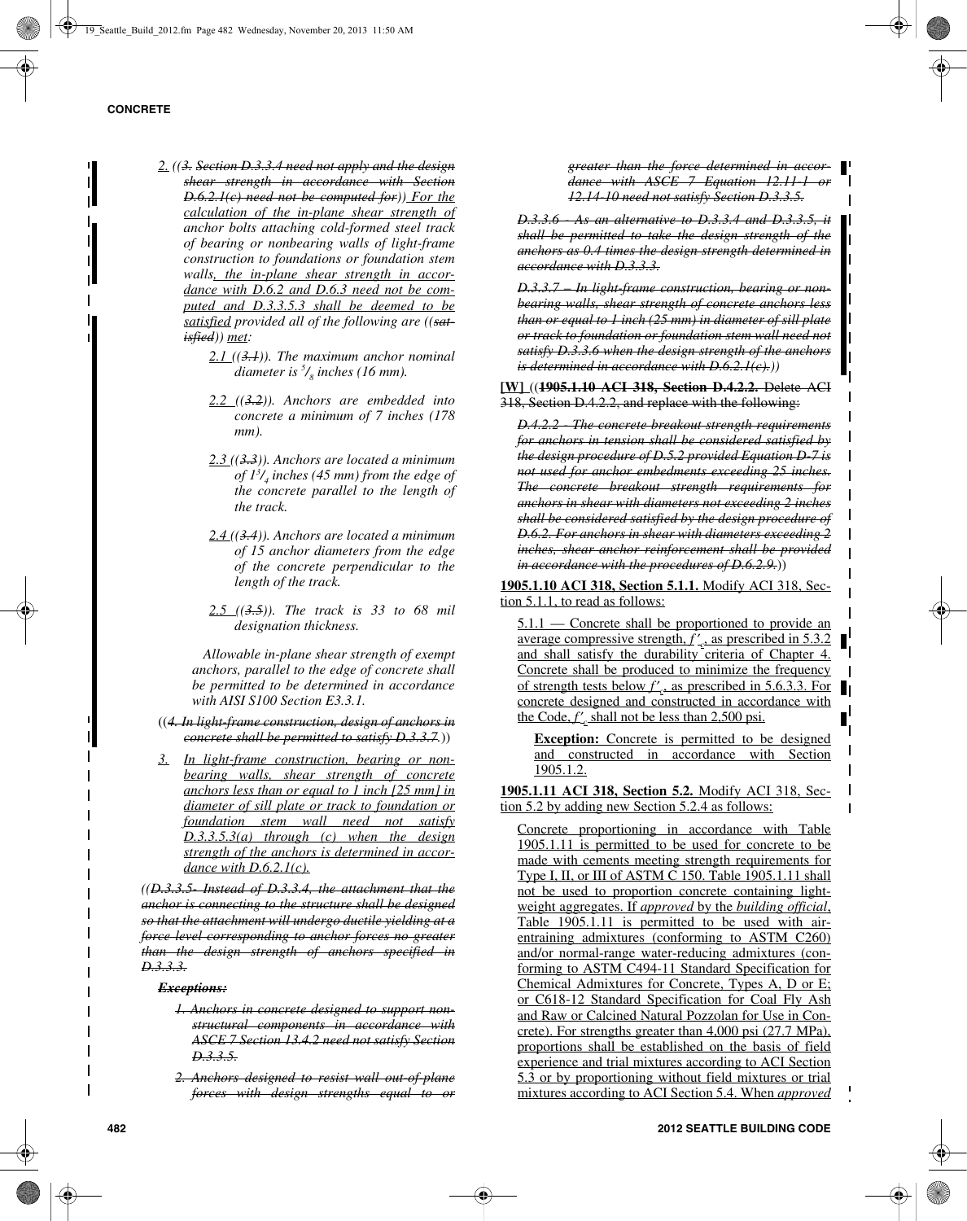2. ((~~3. Section D.3.3.4 need not apply and the design shear strength in accordance with Section D.6.2.1(c) need not be computed for~~)) For the calculation of the in-plane shear strength of anchor bolts attaching cold-formed steel track of bearing or nonbearing walls of light-frame construction to foundations or foundation stem walls, the in-plane shear strength in accordance with D.6.2 and D.6.3 need not be computed and D.3.3.5.3 shall be deemed to be satisfied provided all of the following are ((~~satisfied~~)) met:

   2.1 ((~~3.1~~)). The maximum anchor nominal diameter is $^5/_8$ inches (16 mm).

   2.2 ((~~3.2~~)). Anchors are embedded into concrete a minimum of 7 inches (178 mm).

   2.3 ((~~3.3~~)). Anchors are located a minimum of $1^3/_4$ inches (45 mm) from the edge of the concrete parallel to the length of the track.

   2.4 ((~~3.4~~)). Anchors are located a minimum of 15 anchor diameters from the edge of the concrete perpendicular to the length of the track.

   2.5 ((~~3.5~~)). The track is 33 to 68 mil designation thickness.

   Allowable in-plane shear strength of exempt anchors, parallel to the edge of concrete shall be permitted to be determined in accordance with AISI S100 Section E3.3.1.

((~~4. In light-frame construction, design of anchors in concrete shall be permitted to satisfy D.3.3.7.~~))

3. In light-frame construction, bearing or nonbearing walls, shear strength of concrete anchors less than or equal to 1 inch [25 mm] in diameter of sill plate or track to foundation or foundation stem wall need not satisfy D.3.3.5.3(a) through (c) when the design strength of the anchors is determined in accordance with D.6.2.1(c).

((~~D.3.3.5- Instead of D.3.3.4, the attachment that the anchor is connecting to the structure shall be designed so that the attachment will undergo ductile yielding at a force level corresponding to anchor forces no greater than the design strength of anchors specified in D.3.3.3.~~

~~**Exceptions:**~~

~~1. Anchors in concrete designed to support nonstructural components in accordance with ASCE 7 Section 13.4.2 need not satisfy Section D.3.3.5.~~

~~2. Anchors designed to resist wall out-of-plane forces with design strengths equal to or greater than the force determined in accordance with ASCE 7 Equation 12.11-1 or 12.14-10 need not satisfy Section D.3.3.5.~~

~~D.3.3.6 - As an alternative to D.3.3.4 and D.3.3.5, it shall be permitted to take the design strength of the anchors as 0.4 times the design strength determined in accordance with D.3.3.3.~~

~~D.3.3.7 – In light-frame construction, bearing or nonbearing walls, shear strength of concrete anchors less than or equal to 1 inch (25 mm) in diameter of sill plate or track to foundation or foundation stem wall need not satisfy D.3.3.6 when the design strength of the anchors is determined in accordance with D.6.2.1(c).~~))

**[W]** ((~~**1905.1.10 ACI 318, Section D.4.2.2.** Delete ACI 318, Section D.4.2.2, and replace with the following:~~

~~D.4.2.2 - The concrete breakout strength requirements for anchors in tension shall be considered satisfied by the design procedure of D.5.2 provided Equation D-7 is not used for anchor embedments exceeding 25 inches. The concrete breakout strength requirements for anchors in shear with diameters not exceeding 2 inches shall be considered satisfied by the design procedure of D.6.2. For anchors in shear with diameters exceeding 2 inches, shear anchor reinforcement shall be provided in accordance with the procedures of D.6.2.9.~~))

**1905.1.10 ACI 318, Section 5.1.1.** Modify ACI 318, Section 5.1.1, to read as follows:

5.1.1 — Concrete shall be proportioned to provide an average compressive strength, $f'_c$, as prescribed in 5.3.2 and shall satisfy the durability criteria of Chapter 4. Concrete shall be produced to minimize the frequency of strength tests below $f'_c$, as prescribed in 5.6.3.3. For concrete designed and constructed in accordance with the Code, $f'_c$ shall not be less than 2,500 psi.

**Exception:** Concrete is permitted to be designed and constructed in accordance with Section 1905.1.2.

**1905.1.11 ACI 318, Section 5.2.** Modify ACI 318, Section 5.2 by adding new Section 5.2.4 as follows:

Concrete proportioning in accordance with Table 1905.1.11 is permitted to be used for concrete to be made with cements meeting strength requirements for Type I, II, or III of ASTM C 150. Table 1905.1.11 shall not be used to proportion concrete containing lightweight aggregates. If *approved* by the *building official*, Table 1905.1.11 is permitted to be used with air-entraining admixtures (conforming to ASTM C260) and/or normal-range water-reducing admixtures (conforming to ASTM C494-11 Standard Specification for Chemical Admixtures for Concrete, Types A, D or E; or C618-12 Standard Specification for Coal Fly Ash and Raw or Calcined Natural Pozzolan for Use in Concrete). For strengths greater than 4,000 psi (27.7 MPa), proportions shall be established on the basis of field experience and trial mixtures according to ACI Section 5.3 or by proportioning without field mixtures or trial mixtures according to ACI Section 5.4. When *approved*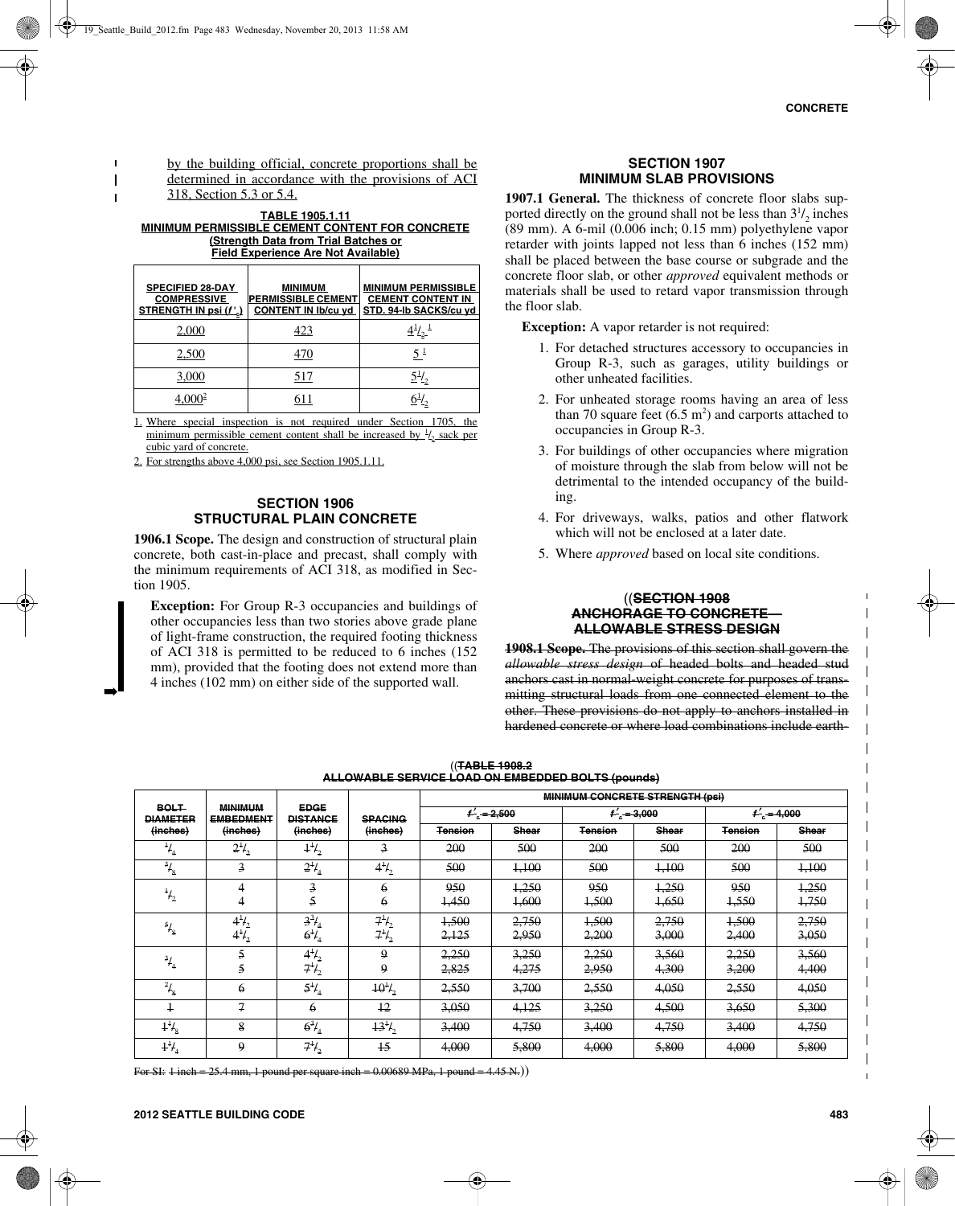by the building official, concrete proportions shall be determined in accordance with the provisions of ACI 318, Section 5.3 or 5.4.

**TABLE 1905.1.11**
**MINIMUM PERMISSIBLE CEMENT CONTENT FOR CONCRETE**
**(Strength Data from Trial Batches or Field Experience Are Not Available)**

| SPECIFIED 28-DAY COMPRESSIVE STRENGTH IN psi ($f'_c$) | MINIMUM PERMISSIBLE CEMENT CONTENT IN lb/cu yd | MINIMUM PERMISSIBLE CEMENT CONTENT IN STD. 94-lb SACKS/cu yd |
|---|---|---|
| 2,000 | 423 | $4^1/_2$ [1] |
| 2,500 | 470 | 5 [1] |
| 3,000 | 517 | $5^1/_2$ |
| 4,000[2] | 611 | $6^1/_2$ |

1. Where special inspection is not required under Section 1705, the minimum permissible cement content shall be increased by $^1/_2$ sack per cubic yard of concrete.
2. For strengths above 4,000 psi, see Section 1905.1.11.

## SECTION 1906 STRUCTURAL PLAIN CONCRETE

**1906.1 Scope.** The design and construction of structural plain concrete, both cast-in-place and precast, shall comply with the minimum requirements of ACI 318, as modified in Section 1905.

**Exception:** For Group R-3 occupancies and buildings of other occupancies less than two stories above grade plane of light-frame construction, the required footing thickness of ACI 318 is permitted to be reduced to 6 inches (152 mm), provided that the footing does not extend more than 4 inches (102 mm) on either side of the supported wall.

## SECTION 1907 MINIMUM SLAB PROVISIONS

**1907.1 General.** The thickness of concrete floor slabs supported directly on the ground shall not be less than $3^1/_2$ inches (89 mm). A 6-mil (0.006 inch; 0.15 mm) polyethylene vapor retarder with joints lapped not less than 6 inches (152 mm) shall be placed between the base course or subgrade and the concrete floor slab, or other *approved* equivalent methods or materials shall be used to retard vapor transmission through the floor slab.

**Exception:** A vapor retarder is not required:

1. For detached structures accessory to occupancies in Group R-3, such as garages, utility buildings or other unheated facilities.
2. For unheated storage rooms having an area of less than 70 square feet (6.5 m$^2$) and carports attached to occupancies in Group R-3.
3. For buildings of other occupancies where migration of moisture through the slab from below will not be detrimental to the intended occupancy of the building.
4. For driveways, walks, patios and other flatwork which will not be enclosed at a later date.
5. Where *approved* based on local site conditions.

((~~SECTION 1908 ANCHORAGE TO CONCRETE— ALLOWABLE STRESS DESIGN~~

~~**1908.1 Scope.** The provisions of this section shall govern the *allowable stress design* of headed bolts and headed stud anchors cast in normal-weight concrete for purposes of transmitting structural loads from one connected element to the other. These provisions do not apply to anchors installed in hardened concrete or where load combinations include earth-~~

((~~**TABLE 1908.2 ALLOWABLE SERVICE LOAD ON EMBEDDED BOLTS (pounds)**~~

| ~~BOLT DIAMETER (inches)~~ | ~~MINIMUM EMBEDMENT (inches)~~ | ~~EDGE DISTANCE (inches)~~ | ~~SPACING (inches)~~ | ~~MINIMUM CONCRETE STRENGTH (psi)~~ | | | | | |
|---|---|---|---|---|---|---|---|---|---|
| | | | | ~~$f'_c$ = 2,500~~ | | ~~$f'_c$ = 3,000~~ | | ~~$f'_c$ = 4,000~~ | |
| | | | | ~~Tension~~ | ~~Shear~~ | ~~Tension~~ | ~~Shear~~ | ~~Tension~~ | ~~Shear~~ |
| ~~$^1/_4$~~ | ~~$2^1/_2$~~ | ~~$1^1/_2$~~ | ~~3~~ | ~~200~~ | ~~500~~ | ~~200~~ | ~~500~~ | ~~200~~ | ~~500~~ |
| ~~$^3/_8$~~ | ~~3~~ | ~~$2^1/_4$~~ | ~~$4^1/_2$~~ | ~~500~~ | ~~1,100~~ | ~~500~~ | ~~1,100~~ | ~~500~~ | ~~1,100~~ |
| ~~$^1/_2$~~ | ~~4~~<br>~~4~~ | ~~3~~<br>~~5~~ | ~~6~~<br>~~6~~ | ~~950~~<br>~~1,450~~ | ~~1,250~~<br>~~1,600~~ | ~~950~~<br>~~1,500~~ | ~~1,250~~<br>~~1,650~~ | ~~950~~<br>~~1,550~~ | ~~1,250~~<br>~~1,750~~ |
| ~~$^5/_8$~~ | ~~$4^1/_2$~~<br>~~$4^1/_2$~~ | ~~$3^3/_4$~~<br>~~$6^1/_4$~~ | ~~$7^1/_2$~~<br>~~$7^1/_2$~~ | ~~1,500~~<br>~~2,125~~ | ~~2,750~~<br>~~2,950~~ | ~~1,500~~<br>~~2,200~~ | ~~2,750~~<br>~~3,000~~ | ~~1,500~~<br>~~2,400~~ | ~~2,750~~<br>~~3,050~~ |
| ~~$^3/_4$~~ | ~~5~~<br>~~5~~ | ~~$4^1/_2$~~<br>~~$7^1/_2$~~ | ~~9~~<br>~~9~~ | ~~2,250~~<br>~~2,825~~ | ~~3,250~~<br>~~4,275~~ | ~~2,250~~<br>~~2,950~~ | ~~3,560~~<br>~~4,300~~ | ~~2,250~~<br>~~3,200~~ | ~~3,560~~<br>~~4,400~~ |
| ~~$^7/_8$~~ | ~~6~~ | ~~$5^1/_4$~~ | ~~$10^1/_2$~~ | ~~2,550~~ | ~~3,700~~ | ~~2,550~~ | ~~4,050~~ | ~~2,550~~ | ~~4,050~~ |
| ~~1~~ | ~~7~~ | ~~6~~ | ~~12~~ | ~~3,050~~ | ~~4,125~~ | ~~3,250~~ | ~~4,500~~ | ~~3,650~~ | ~~5,300~~ |
| ~~$1^1/_8$~~ | ~~8~~ | ~~$6^3/_4$~~ | ~~$13^1/_2$~~ | ~~3,400~~ | ~~4,750~~ | ~~3,400~~ | ~~4,750~~ | ~~3,400~~ | ~~4,750~~ |
| ~~$1^1/_4$~~ | ~~9~~ | ~~$7^1/_2$~~ | ~~15~~ | ~~4,000~~ | ~~5,800~~ | ~~4,000~~ | ~~5,800~~ | ~~4,000~~ | ~~5,800~~ |

~~For SI: 1 inch = 25.4 mm, 1 pound per square inch = 0.00689 MPa, 1 pound = 4.45 N.~~))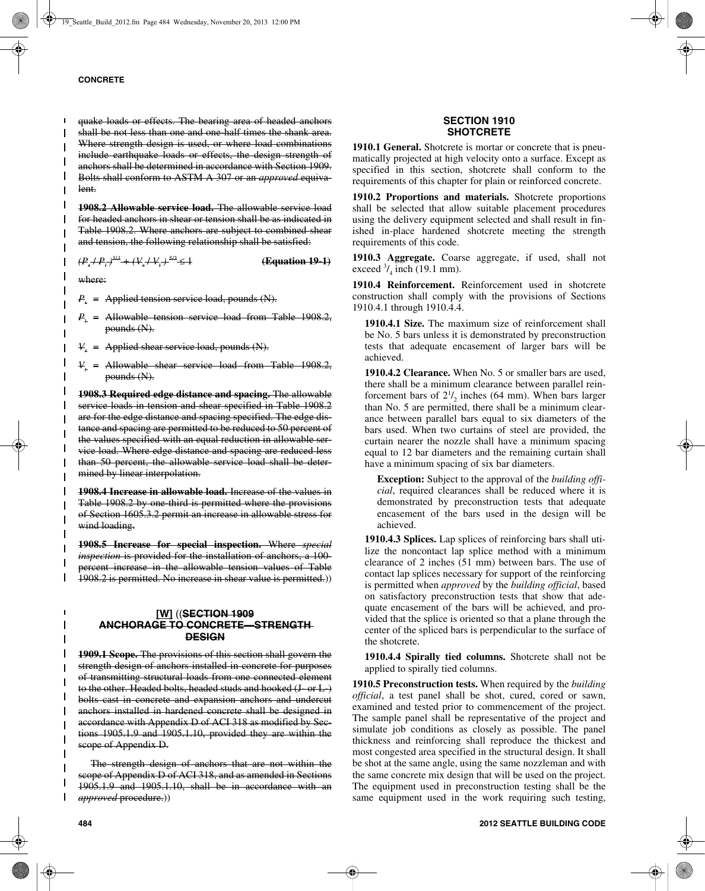quake loads or effects. The bearing area of headed anchors shall be not less than one and one-half times the shank area. Where strength design is used, or where load combinations include earthquake loads or effects, the design strength of anchors shall be determined in accordance with Section 1909. Bolts shall conform to ASTM A 307 or an *approved* equivalent.

**1908.2 Allowable service load.** The allowable service load for headed anchors in shear or tension shall be as indicated in Table 1908.2. Where anchors are subject to combined shear and tension, the following relationship shall be satisfied:

$$(P_s / P_t)^{5/3} + (V_s / V_t)^{5/3} \leq 1 \qquad \textbf{(Equation 19-1)}$$

where:

$P_s$ = Applied tension service load, pounds (N).

$P_t$ = Allowable tension service load from Table 1908.2, pounds (N).

$V_s$ = Applied shear service load, pounds (N).

$V_t$ = Allowable shear service load from Table 1908.2, pounds (N).

**1908.3 Required edge distance and spacing.** The allowable service loads in tension and shear specified in Table 1908.2 are for the edge distance and spacing specified. The edge distance and spacing are permitted to be reduced to 50 percent of the values specified with an equal reduction in allowable service load. Where edge distance and spacing are reduced less than 50 percent, the allowable service load shall be determined by linear interpolation.

**1908.4 Increase in allowable load.** Increase of the values in Table 1908.2 by one-third is permitted where the provisions of Section 1605.3.2 permit an increase in allowable stress for wind loading.

**1908.5 Increase for special inspection.** Where *special inspection* is provided for the installation of anchors, a 100-percent increase in the allowable tension values of Table 1908.2 is permitted. No increase in shear value is permitted.))

## [W] ((SECTION 1909 ANCHORAGE TO CONCRETE—STRENGTH DESIGN

**1909.1 Scope.** The provisions of this section shall govern the strength design of anchors installed in concrete for purposes of transmitting structural loads from one connected element to the other. Headed bolts, headed studs and hooked (J- or L-) bolts cast in concrete and expansion anchors and undercut anchors installed in hardened concrete shall be designed in accordance with Appendix D of ACI 318 as modified by Sections 1905.1.9 and 1905.1.10, provided they are within the scope of Appendix D.

The strength design of anchors that are not within the scope of Appendix D of ACI 318, and as amended in Sections 1905.1.9 and 1905.1.10, shall be in accordance with an *approved* procedure.))

## SECTION 1910 SHOTCRETE

**1910.1 General.** Shotcrete is mortar or concrete that is pneumatically projected at high velocity onto a surface. Except as specified in this section, shotcrete shall conform to the requirements of this chapter for plain or reinforced concrete.

**1910.2 Proportions and materials.** Shotcrete proportions shall be selected that allow suitable placement procedures using the delivery equipment selected and shall result in finished in-place hardened shotcrete meeting the strength requirements of this code.

**1910.3 Aggregate.** Coarse aggregate, if used, shall not exceed $^3/_4$ inch (19.1 mm).

**1910.4 Reinforcement.** Reinforcement used in shotcrete construction shall comply with the provisions of Sections 1910.4.1 through 1910.4.4.

**1910.4.1 Size.** The maximum size of reinforcement shall be No. 5 bars unless it is demonstrated by preconstruction tests that adequate encasement of larger bars will be achieved.

**1910.4.2 Clearance.** When No. 5 or smaller bars are used, there shall be a minimum clearance between parallel reinforcement bars of $2^1/_2$ inches (64 mm). When bars larger than No. 5 are permitted, there shall be a minimum clearance between parallel bars equal to six diameters of the bars used. When two curtains of steel are provided, the curtain nearer the nozzle shall have a minimum spacing equal to 12 bar diameters and the remaining curtain shall have a minimum spacing of six bar diameters.

**Exception:** Subject to the approval of the *building official*, required clearances shall be reduced where it is demonstrated by preconstruction tests that adequate encasement of the bars used in the design will be achieved.

**1910.4.3 Splices.** Lap splices of reinforcing bars shall utilize the noncontact lap splice method with a minimum clearance of 2 inches (51 mm) between bars. The use of contact lap splices necessary for support of the reinforcing is permitted when *approved* by the *building official*, based on satisfactory preconstruction tests that show that adequate encasement of the bars will be achieved, and provided that the splice is oriented so that a plane through the center of the spliced bars is perpendicular to the surface of the shotcrete.

**1910.4.4 Spirally tied columns.** Shotcrete shall not be applied to spirally tied columns.

**1910.5 Preconstruction tests.** When required by the *building official*, a test panel shall be shot, cured, cored or sawn, examined and tested prior to commencement of the project. The sample panel shall be representative of the project and simulate job conditions as closely as possible. The panel thickness and reinforcing shall reproduce the thickest and most congested area specified in the structural design. It shall be shot at the same angle, using the same nozzleman and with the same concrete mix design that will be used on the project. The equipment used in preconstruction testing shall be the same equipment used in the work requiring such testing,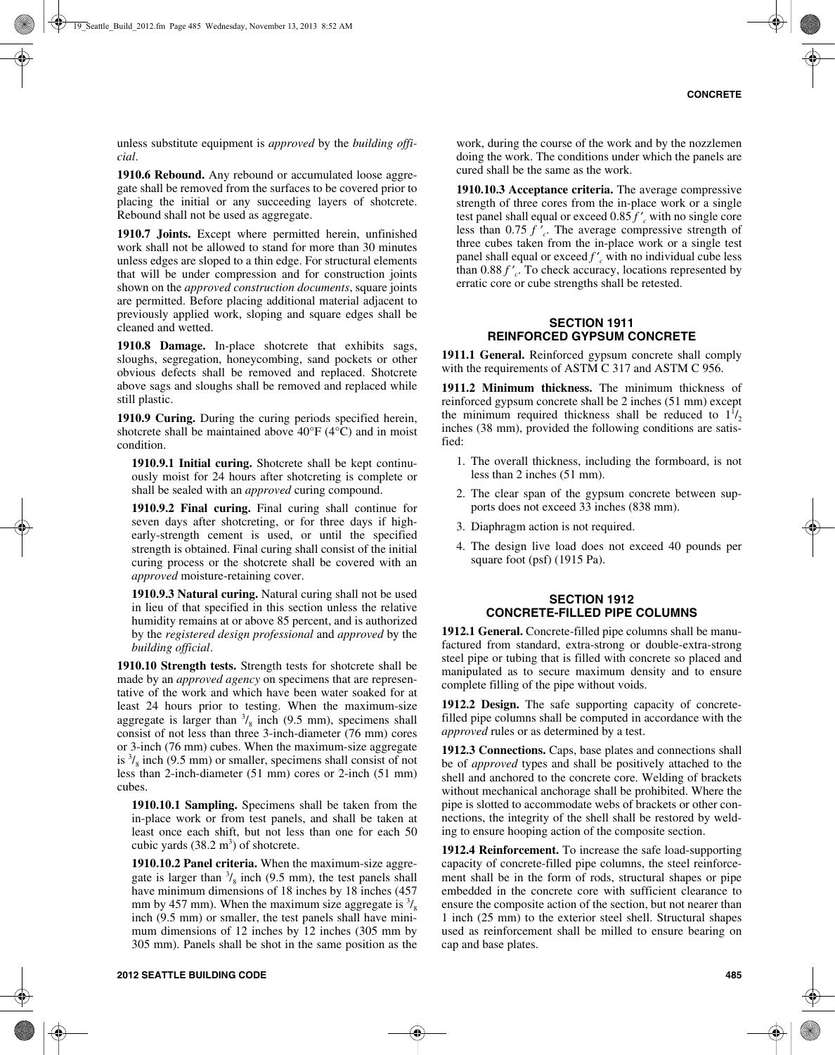unless substitute equipment is *approved* by the *building official*.

**1910.6 Rebound.** Any rebound or accumulated loose aggregate shall be removed from the surfaces to be covered prior to placing the initial or any succeeding layers of shotcrete. Rebound shall not be used as aggregate.

**1910.7 Joints.** Except where permitted herein, unfinished work shall not be allowed to stand for more than 30 minutes unless edges are sloped to a thin edge. For structural elements that will be under compression and for construction joints shown on the *approved construction documents*, square joints are permitted. Before placing additional material adjacent to previously applied work, sloping and square edges shall be cleaned and wetted.

**1910.8 Damage.** In-place shotcrete that exhibits sags, sloughs, segregation, honeycombing, sand pockets or other obvious defects shall be removed and replaced. Shotcrete above sags and sloughs shall be removed and replaced while still plastic.

**1910.9 Curing.** During the curing periods specified herein, shotcrete shall be maintained above 40°F (4°C) and in moist condition.

**1910.9.1 Initial curing.** Shotcrete shall be kept continuously moist for 24 hours after shotcreting is complete or shall be sealed with an *approved* curing compound.

**1910.9.2 Final curing.** Final curing shall continue for seven days after shotcreting, or for three days if high-early-strength cement is used, or until the specified strength is obtained. Final curing shall consist of the initial curing process or the shotcrete shall be covered with an *approved* moisture-retaining cover.

**1910.9.3 Natural curing.** Natural curing shall not be used in lieu of that specified in this section unless the relative humidity remains at or above 85 percent, and is authorized by the *registered design professional* and *approved* by the *building official*.

**1910.10 Strength tests.** Strength tests for shotcrete shall be made by an *approved agency* on specimens that are representative of the work and which have been water soaked for at least 24 hours prior to testing. When the maximum-size aggregate is larger than $^{3}/_{8}$ inch (9.5 mm), specimens shall consist of not less than three 3-inch-diameter (76 mm) cores or 3-inch (76 mm) cubes. When the maximum-size aggregate is $^{3}/_{8}$ inch (9.5 mm) or smaller, specimens shall consist of not less than 2-inch-diameter (51 mm) cores or 2-inch (51 mm) cubes.

**1910.10.1 Sampling.** Specimens shall be taken from the in-place work or from test panels, and shall be taken at least once each shift, but not less than one for each 50 cubic yards (38.2 m$^{3}$) of shotcrete.

**1910.10.2 Panel criteria.** When the maximum-size aggregate is larger than $^{3}/_{8}$ inch (9.5 mm), the test panels shall have minimum dimensions of 18 inches by 18 inches (457 mm by 457 mm). When the maximum size aggregate is $^{3}/_{8}$ inch (9.5 mm) or smaller, the test panels shall have minimum dimensions of 12 inches by 12 inches (305 mm by 305 mm). Panels shall be shot in the same position as the work, during the course of the work and by the nozzlemen doing the work. The conditions under which the panels are cured shall be the same as the work.

**1910.10.3 Acceptance criteria.** The average compressive strength of three cores from the in-place work or a single test panel shall equal or exceed $0.85 f'_c$ with no single core less than $0.75 f'_c$. The average compressive strength of three cubes taken from the in-place work or a single test panel shall equal or exceed $f'_c$ with no individual cube less than $0.88 f'_c$. To check accuracy, locations represented by erratic core or cube strengths shall be retested.

## SECTION 1911 REINFORCED GYPSUM CONCRETE

**1911.1 General.** Reinforced gypsum concrete shall comply with the requirements of ASTM C 317 and ASTM C 956.

**1911.2 Minimum thickness.** The minimum thickness of reinforced gypsum concrete shall be 2 inches (51 mm) except the minimum required thickness shall be reduced to $1^{1}/_{2}$ inches (38 mm), provided the following conditions are satisfied:

1. The overall thickness, including the formboard, is not less than 2 inches (51 mm).
2. The clear span of the gypsum concrete between supports does not exceed 33 inches (838 mm).
3. Diaphragm action is not required.
4. The design live load does not exceed 40 pounds per square foot (psf) (1915 Pa).

## SECTION 1912 CONCRETE-FILLED PIPE COLUMNS

**1912.1 General.** Concrete-filled pipe columns shall be manufactured from standard, extra-strong or double-extra-strong steel pipe or tubing that is filled with concrete so placed and manipulated as to secure maximum density and to ensure complete filling of the pipe without voids.

**1912.2 Design.** The safe supporting capacity of concrete-filled pipe columns shall be computed in accordance with the *approved* rules or as determined by a test.

**1912.3 Connections.** Caps, base plates and connections shall be of *approved* types and shall be positively attached to the shell and anchored to the concrete core. Welding of brackets without mechanical anchorage shall be prohibited. Where the pipe is slotted to accommodate webs of brackets or other connections, the integrity of the shell shall be restored by welding to ensure hooping action of the composite section.

**1912.4 Reinforcement.** To increase the safe load-supporting capacity of concrete-filled pipe columns, the steel reinforcement shall be in the form of rods, structural shapes or pipe embedded in the concrete core with sufficient clearance to ensure the composite action of the section, but not nearer than 1 inch (25 mm) to the exterior steel shell. Structural shapes used as reinforcement shall be milled to ensure bearing on cap and base plates.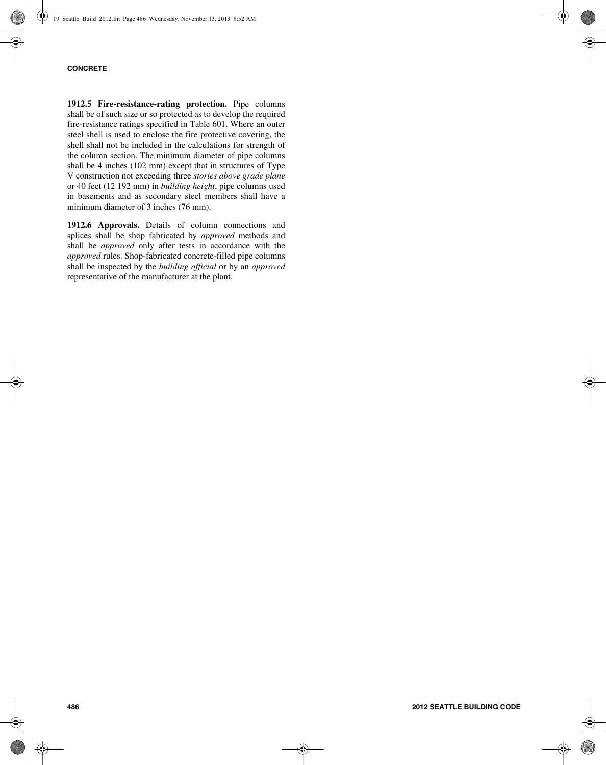**1912.5 Fire-resistance-rating protection.** Pipe columns shall be of such size or so protected as to develop the required fire-resistance ratings specified in Table 601. Where an outer steel shell is used to enclose the fire protective covering, the shell shall not be included in the calculations for strength of the column section. The minimum diameter of pipe columns shall be 4 inches (102 mm) except that in structures of Type V construction not exceeding three *stories above grade plane* or 40 feet (12 192 mm) in *building height*, pipe columns used in basements and as secondary steel members shall have a minimum diameter of 3 inches (76 mm).

**1912.6 Approvals.** Details of column connections and splices shall be shop fabricated by *approved* methods and shall be *approved* only after tests in accordance with the *approved* rules. Shop-fabricated concrete-filled pipe columns shall be inspected by the *building official* or by an *approved* representative of the manufacturer at the plant.